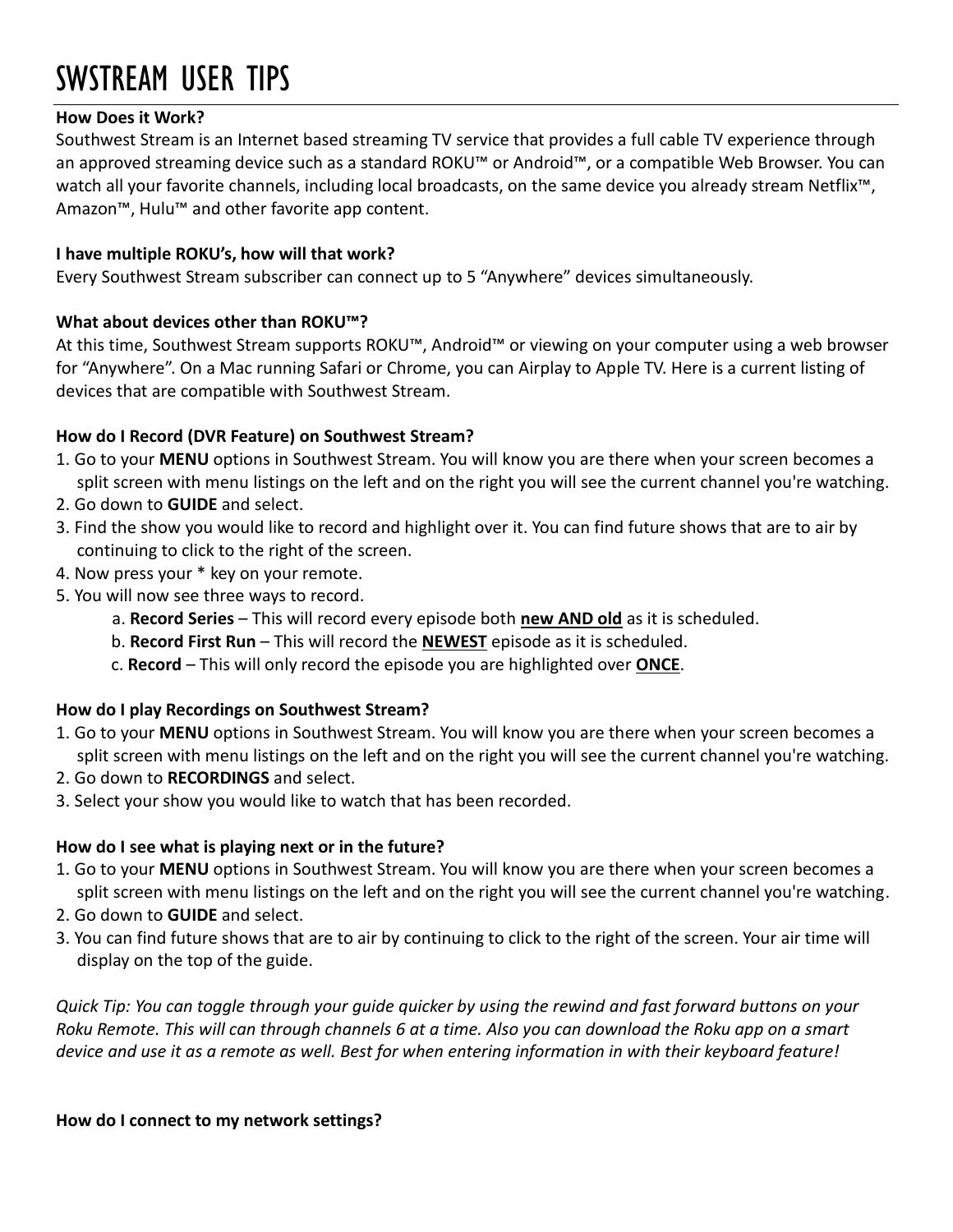# SWSTREAM USER TIPS

**How Does it Work?**

Southwest Stream is an Internet based streaming TV service that provides a full cable TV experience through an approved streaming device such as a standard ROKU™ or Android™, or a compatible Web Browser. You can watch all your favorite channels, including local broadcasts, on the same device you already stream Netflix™, Amazon™, Hulu™ and other favorite app content.

**I have multiple ROKU's, how will that work?**

Every Southwest Stream subscriber can connect up to 5 "Anywhere" devices simultaneously.

**What about devices other than ROKU™?**

At this time, Southwest Stream supports ROKU™, Android™ or viewing on your computer using a web browser for "Anywhere". On a Mac running Safari or Chrome, you can Airplay to Apple TV. Here is a current listing of devices that are compatible with Southwest Stream.

**How do I Record (DVR Feature) on Southwest Stream?**

1. Go to your **MENU** options in Southwest Stream. You will know you are there when your screen becomes a split screen with menu listings on the left and on the right you will see the current channel you're watching.
2. Go down to **GUIDE** and select.
3. Find the show you would like to record and highlight over it. You can find future shows that are to air by continuing to click to the right of the screen.
4. Now press your * key on your remote.
5. You will now see three ways to record.
   a. **Record Series** – This will record every episode both <u>**new AND old**</u> as it is scheduled.
   b. **Record First Run** – This will record the <u>**NEWEST**</u> episode as it is scheduled.
   c. **Record** – This will only record the episode you are highlighted over <u>**ONCE**</u>.

**How do I play Recordings on Southwest Stream?**

1. Go to your **MENU** options in Southwest Stream. You will know you are there when your screen becomes a split screen with menu listings on the left and on the right you will see the current channel you're watching.
2. Go down to **RECORDINGS** and select.
3. Select your show you would like to watch that has been recorded.

**How do I see what is playing next or in the future?**

1. Go to your **MENU** options in Southwest Stream. You will know you are there when your screen becomes a split screen with menu listings on the left and on the right you will see the current channel you're watching.
2. Go down to **GUIDE** and select.
3. You can find future shows that are to air by continuing to click to the right of the screen. Your air time will display on the top of the guide.

*Quick Tip: You can toggle through your guide quicker by using the rewind and fast forward buttons on your Roku Remote. This will can through channels 6 at a time. Also you can download the Roku app on a smart device and use it as a remote as well. Best for when entering information in with their keyboard feature!*

**How do I connect to my network settings?**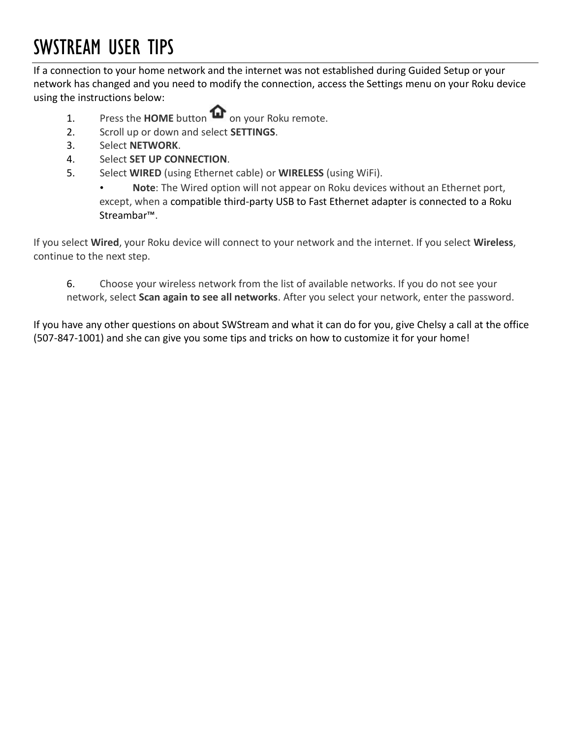# SWSTREAM USER TIPS

If a connection to your home network and the internet was not established during Guided Setup or your network has changed and you need to modify the connection, access the Settings menu on your Roku device using the instructions below:

1. Press the **HOME** button on your Roku remote.
2. Scroll up or down and select **SETTINGS**.
3. Select **NETWORK**.
4. Select **SET UP CONNECTION**.
5. Select **WIRED** (using Ethernet cable) or **WIRELESS** (using WiFi).
   - **Note**: The Wired option will not appear on Roku devices without an Ethernet port, except, when a compatible third-party USB to Fast Ethernet adapter is connected to a Roku Streambar™.

If you select **Wired**, your Roku device will connect to your network and the internet. If you select **Wireless**, continue to the next step.

6. Choose your wireless network from the list of available networks. If you do not see your network, select **Scan again to see all networks**. After you select your network, enter the password.

If you have any other questions on about SWStream and what it can do for you, give Chelsy a call at the office (507-847-1001) and she can give you some tips and tricks on how to customize it for your home!